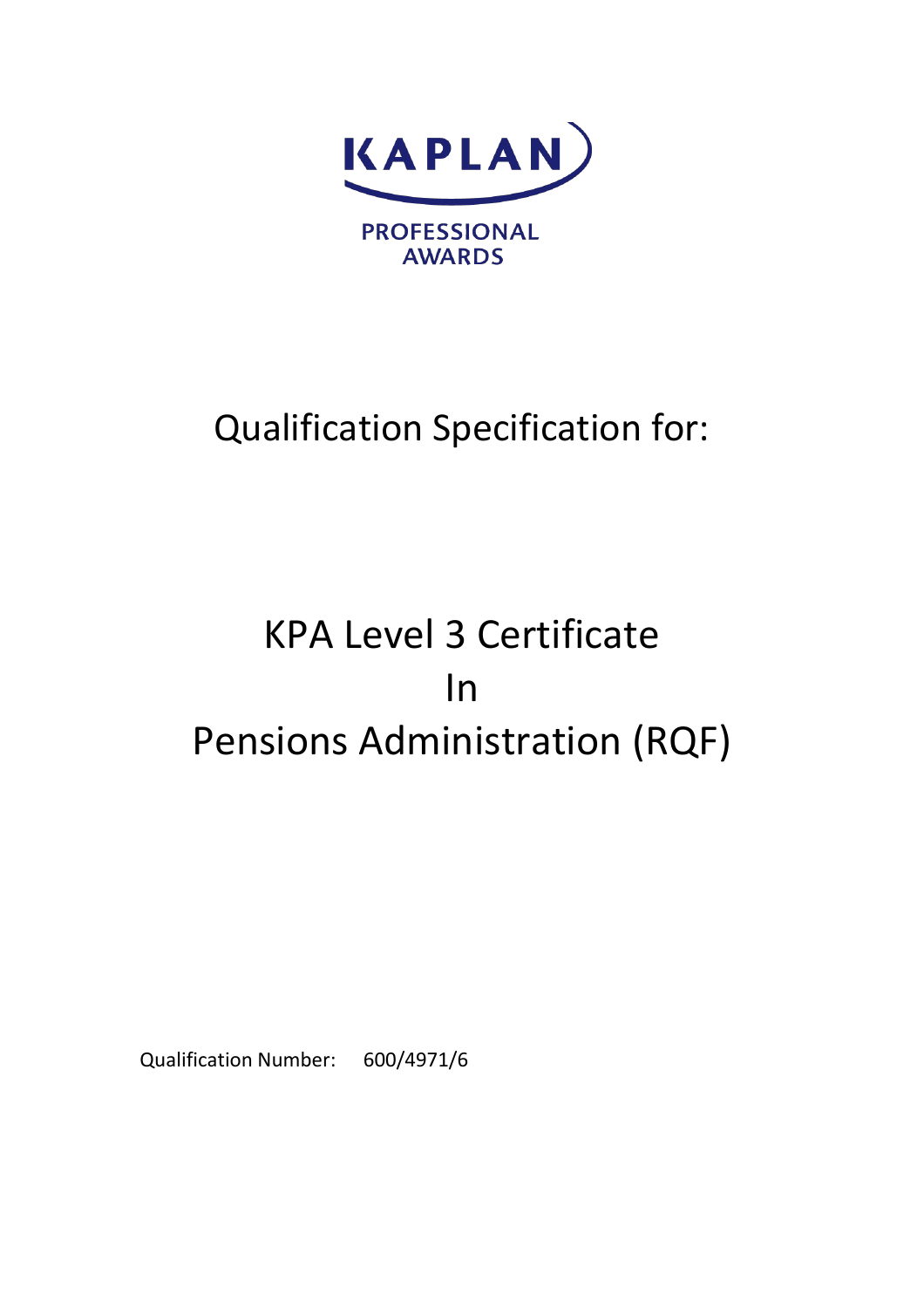KAPLAN

PROFESSIONAL AWARDS

# Qualification Specification for:

# KPA Level 3 Certificate In Pensions Administration (RQF)

Qualification Number: 600/4971/6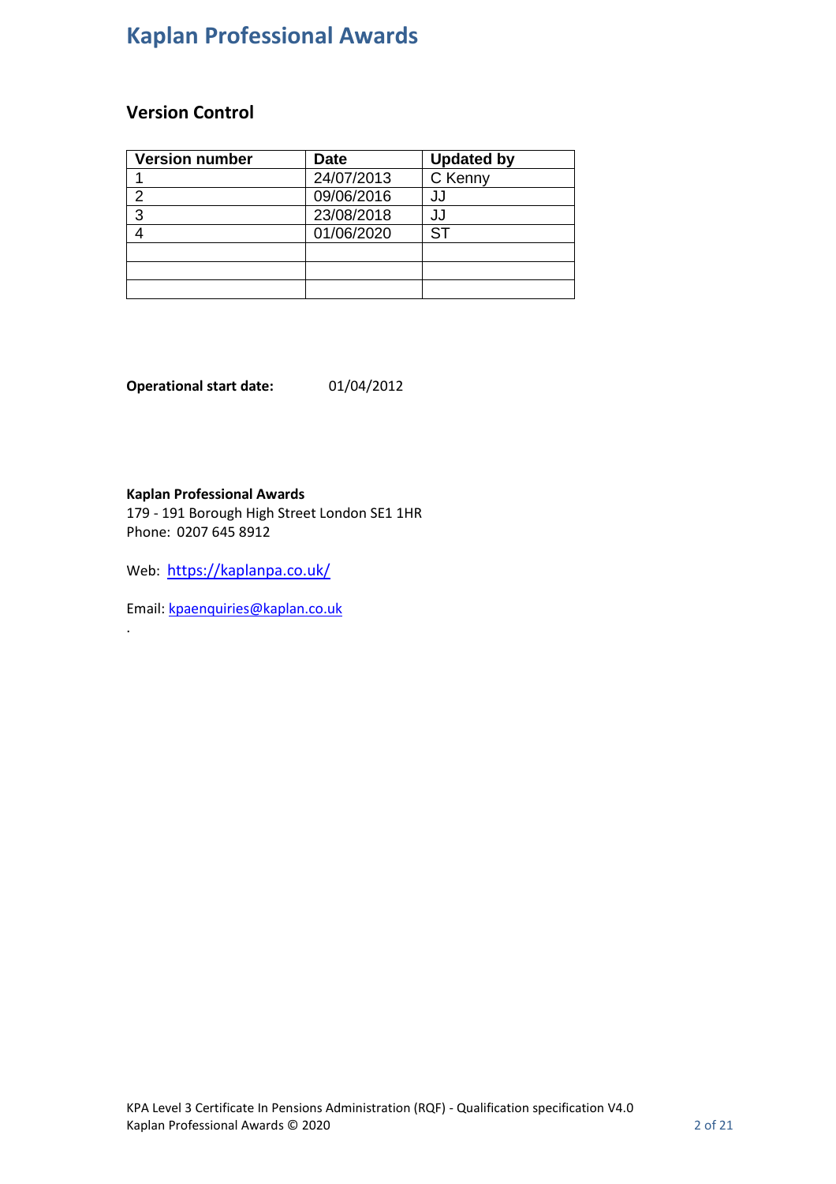## Version Control

| Version number | Date | Updated by |
|---|---|---|
| 1 | 24/07/2013 | C Kenny |
| 2 | 09/06/2016 | JJ |
| 3 | 23/08/2018 | JJ |
| 4 | 01/06/2020 | ST |
| | | |
| | | |
| | | |

**Operational start date:** 01/04/2012

**Kaplan Professional Awards**
179 - 191 Borough High Street London SE1 1HR
Phone: 0207 645 8912

Web: https://kaplanpa.co.uk/

Email: kpaenquiries@kaplan.co.uk

.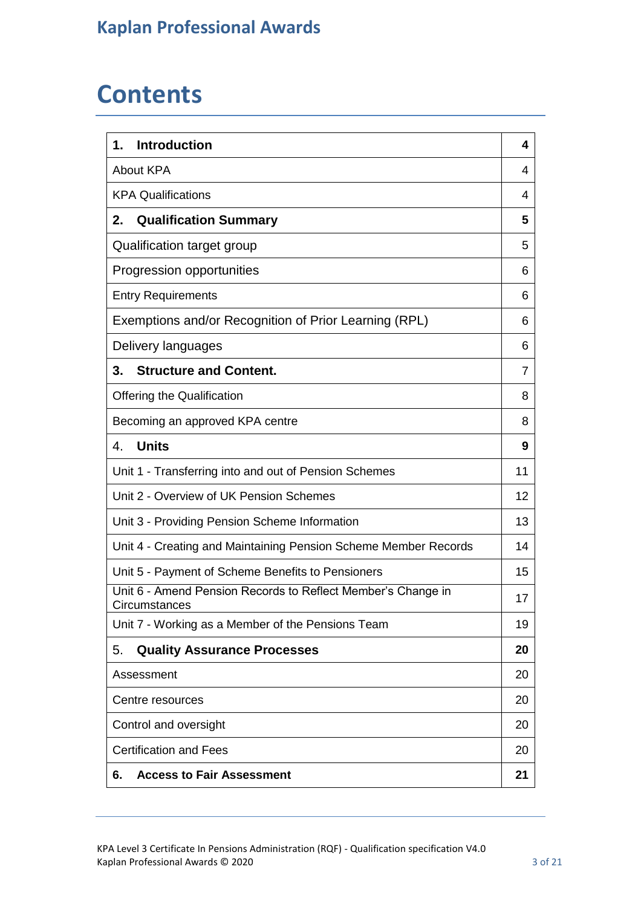# Contents

| | |
|---|---|
| **1. Introduction** | **4** |
| About KPA | 4 |
| KPA Qualifications | 4 |
| **2. Qualification Summary** | **5** |
| Qualification target group | 5 |
| Progression opportunities | 6 |
| Entry Requirements | 6 |
| Exemptions and/or Recognition of Prior Learning (RPL) | 6 |
| Delivery languages | 6 |
| **3. Structure and Content.** | 7 |
| Offering the Qualification | 8 |
| Becoming an approved KPA centre | 8 |
| 4. **Units** | **9** |
| Unit 1 - Transferring into and out of Pension Schemes | 11 |
| Unit 2 - Overview of UK Pension Schemes | 12 |
| Unit 3 - Providing Pension Scheme Information | 13 |
| Unit 4 - Creating and Maintaining Pension Scheme Member Records | 14 |
| Unit 5 - Payment of Scheme Benefits to Pensioners | 15 |
| Unit 6 - Amend Pension Records to Reflect Member's Change in Circumstances | 17 |
| Unit 7 - Working as a Member of the Pensions Team | 19 |
| 5. **Quality Assurance Processes** | **20** |
| Assessment | 20 |
| Centre resources | 20 |
| Control and oversight | 20 |
| Certification and Fees | 20 |
| **6. Access to Fair Assessment** | **21** |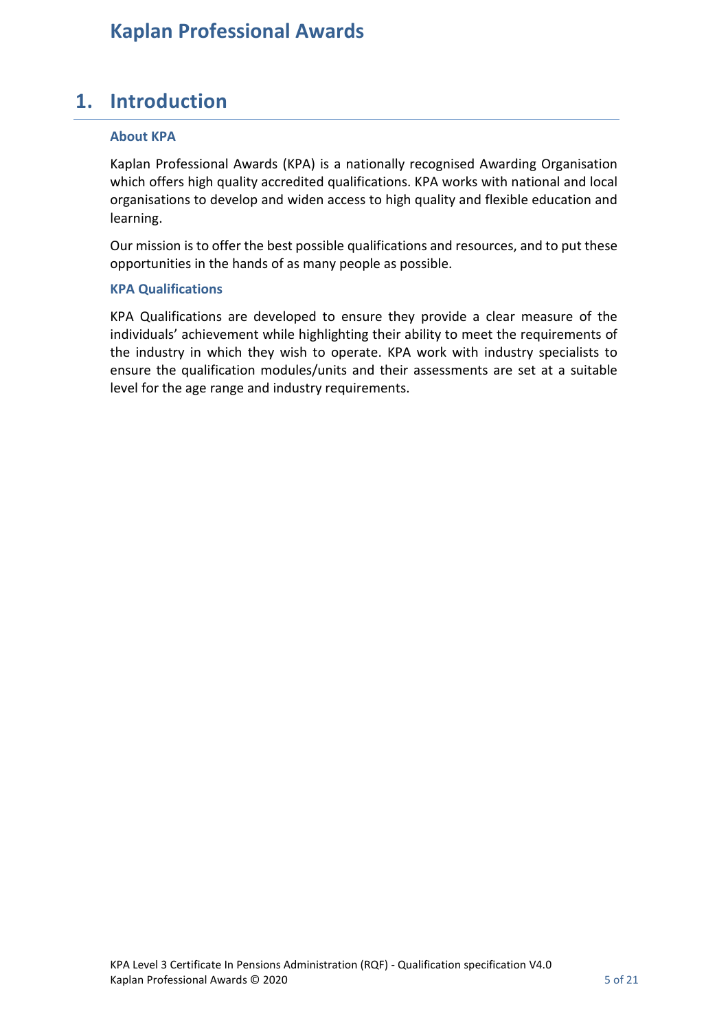# 1. Introduction

### About KPA

Kaplan Professional Awards (KPA) is a nationally recognised Awarding Organisation which offers high quality accredited qualifications. KPA works with national and local organisations to develop and widen access to high quality and flexible education and learning.

Our mission is to offer the best possible qualifications and resources, and to put these opportunities in the hands of as many people as possible.

### KPA Qualifications

KPA Qualifications are developed to ensure they provide a clear measure of the individuals' achievement while highlighting their ability to meet the requirements of the industry in which they wish to operate. KPA work with industry specialists to ensure the qualification modules/units and their assessments are set at a suitable level for the age range and industry requirements.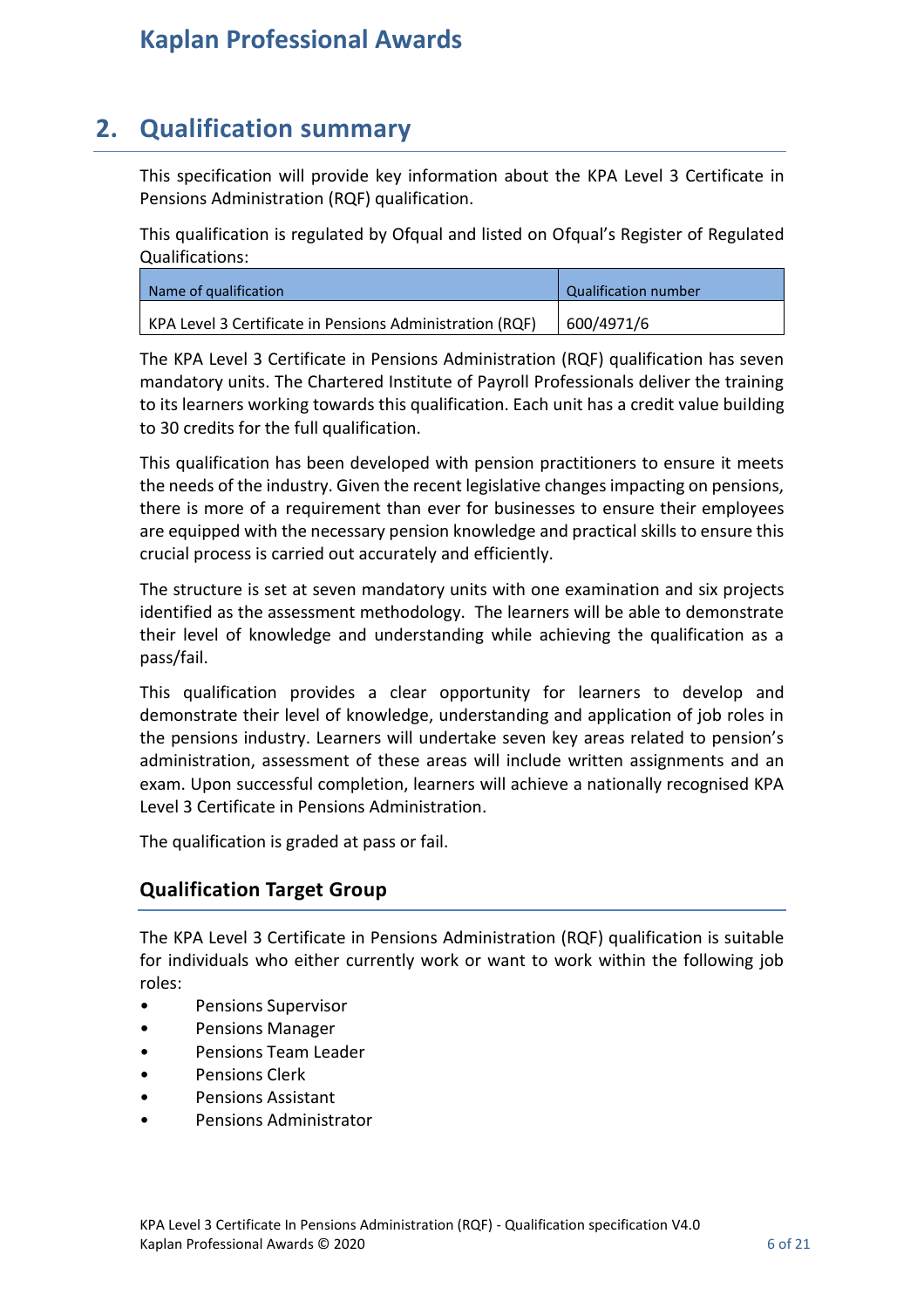## 2. Qualification summary

This specification will provide key information about the KPA Level 3 Certificate in Pensions Administration (RQF) qualification.

This qualification is regulated by Ofqual and listed on Ofqual's Register of Regulated Qualifications:

| Name of qualification | Qualification number |
|---|---|
| KPA Level 3 Certificate in Pensions Administration (RQF) | 600/4971/6 |

The KPA Level 3 Certificate in Pensions Administration (RQF) qualification has seven mandatory units. The Chartered Institute of Payroll Professionals deliver the training to its learners working towards this qualification. Each unit has a credit value building to 30 credits for the full qualification.

This qualification has been developed with pension practitioners to ensure it meets the needs of the industry. Given the recent legislative changes impacting on pensions, there is more of a requirement than ever for businesses to ensure their employees are equipped with the necessary pension knowledge and practical skills to ensure this crucial process is carried out accurately and efficiently.

The structure is set at seven mandatory units with one examination and six projects identified as the assessment methodology. The learners will be able to demonstrate their level of knowledge and understanding while achieving the qualification as a pass/fail.

This qualification provides a clear opportunity for learners to develop and demonstrate their level of knowledge, understanding and application of job roles in the pensions industry. Learners will undertake seven key areas related to pension's administration, assessment of these areas will include written assignments and an exam. Upon successful completion, learners will achieve a nationally recognised KPA Level 3 Certificate in Pensions Administration.

The qualification is graded at pass or fail.

### Qualification Target Group

The KPA Level 3 Certificate in Pensions Administration (RQF) qualification is suitable for individuals who either currently work or want to work within the following job roles:

- Pensions Supervisor
- Pensions Manager
- Pensions Team Leader
- Pensions Clerk
- Pensions Assistant
- Pensions Administrator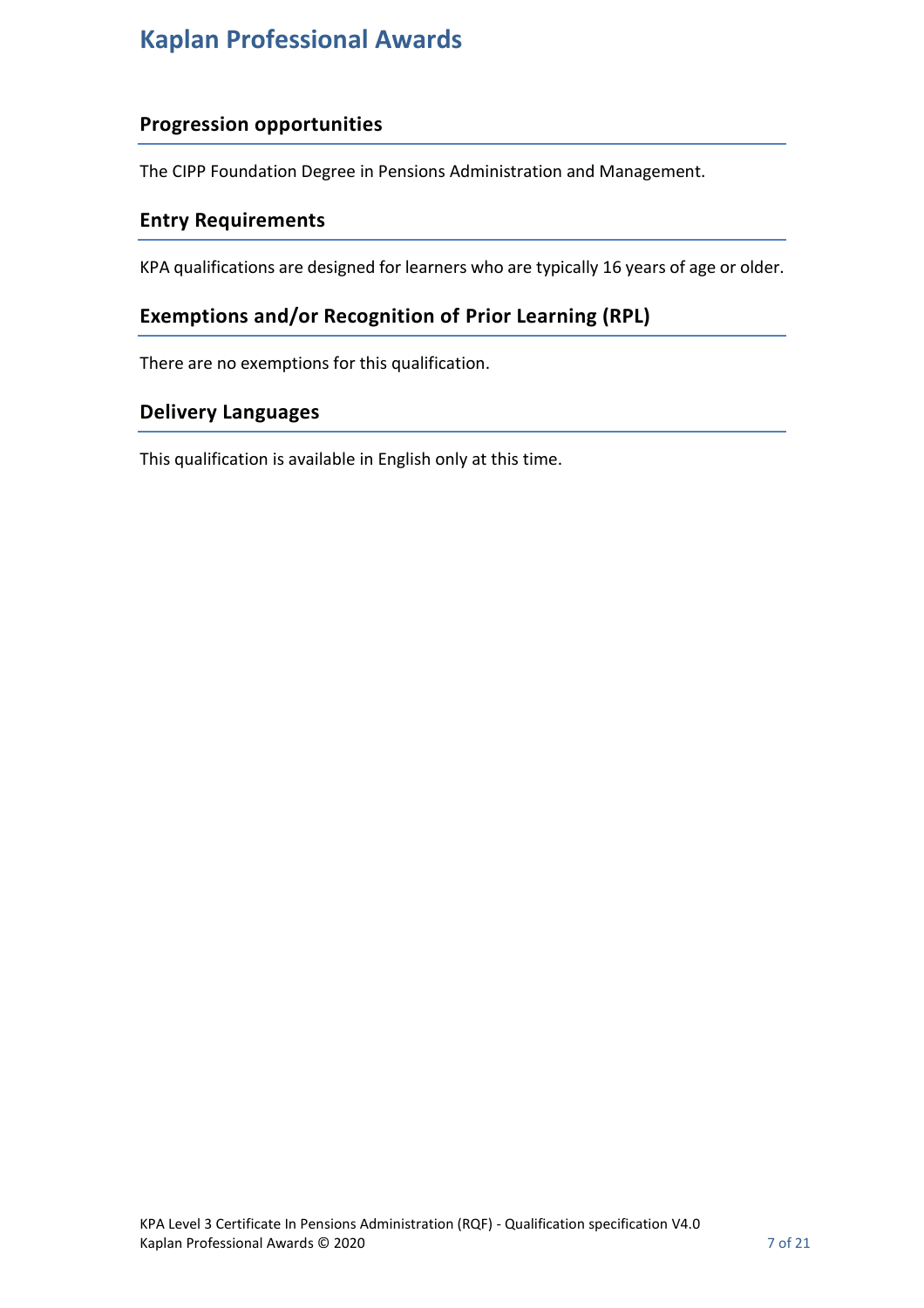## Progression opportunities

The CIPP Foundation Degree in Pensions Administration and Management.

## Entry Requirements

KPA qualifications are designed for learners who are typically 16 years of age or older.

## Exemptions and/or Recognition of Prior Learning (RPL)

There are no exemptions for this qualification.

## Delivery Languages

This qualification is available in English only at this time.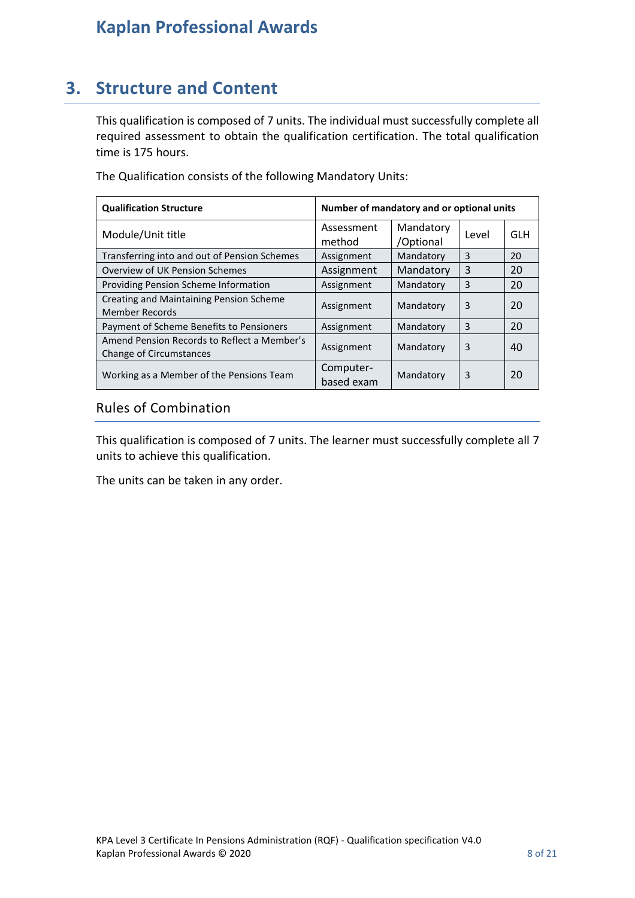## 3. Structure and Content

This qualification is composed of 7 units. The individual must successfully complete all required assessment to obtain the qualification certification. The total qualification time is 175 hours.

The Qualification consists of the following Mandatory Units:

| **Qualification Structure** | **Number of mandatory and or optional units** | | | |
|---|---|---|---|---|
| Module/Unit title | Assessment method | Mandatory /Optional | Level | GLH |
| Transferring into and out of Pension Schemes | Assignment | Mandatory | 3 | 20 |
| Overview of UK Pension Schemes | Assignment | Mandatory | 3 | 20 |
| Providing Pension Scheme Information | Assignment | Mandatory | 3 | 20 |
| Creating and Maintaining Pension Scheme Member Records | Assignment | Mandatory | 3 | 20 |
| Payment of Scheme Benefits to Pensioners | Assignment | Mandatory | 3 | 20 |
| Amend Pension Records to Reflect a Member's Change of Circumstances | Assignment | Mandatory | 3 | 40 |
| Working as a Member of the Pensions Team | Computer-based exam | Mandatory | 3 | 20 |

### Rules of Combination

This qualification is composed of 7 units. The learner must successfully complete all 7 units to achieve this qualification.

The units can be taken in any order.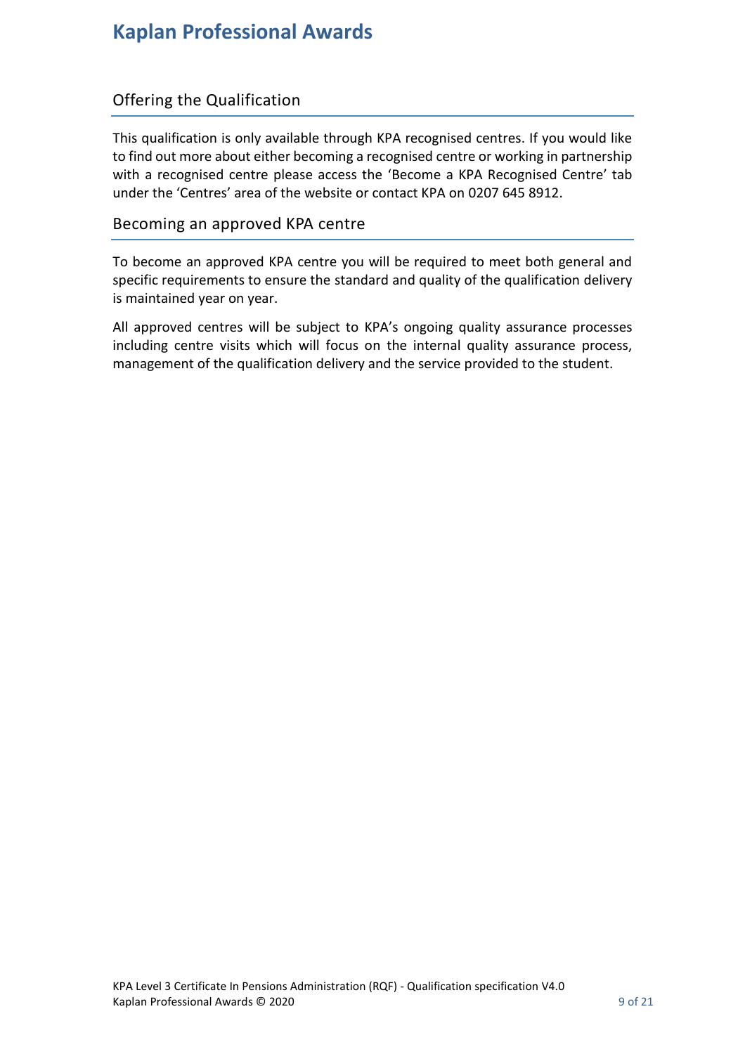## Offering the Qualification

This qualification is only available through KPA recognised centres. If you would like to find out more about either becoming a recognised centre or working in partnership with a recognised centre please access the 'Become a KPA Recognised Centre' tab under the 'Centres' area of the website or contact KPA on 0207 645 8912.

## Becoming an approved KPA centre

To become an approved KPA centre you will be required to meet both general and specific requirements to ensure the standard and quality of the qualification delivery is maintained year on year.

All approved centres will be subject to KPA's ongoing quality assurance processes including centre visits which will focus on the internal quality assurance process, management of the qualification delivery and the service provided to the student.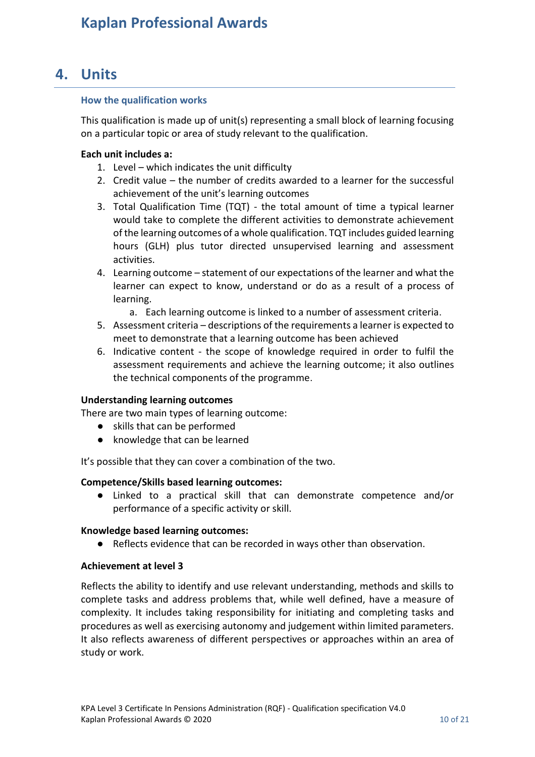## 4. Units

### How the qualification works

This qualification is made up of unit(s) representing a small block of learning focusing on a particular topic or area of study relevant to the qualification.

**Each unit includes a:**

1. Level – which indicates the unit difficulty
2. Credit value – the number of credits awarded to a learner for the successful achievement of the unit's learning outcomes
3. Total Qualification Time (TQT) - the total amount of time a typical learner would take to complete the different activities to demonstrate achievement of the learning outcomes of a whole qualification. TQT includes guided learning hours (GLH) plus tutor directed unsupervised learning and assessment activities.
4. Learning outcome – statement of our expectations of the learner and what the learner can expect to know, understand or do as a result of a process of learning.
    a. Each learning outcome is linked to a number of assessment criteria.
5. Assessment criteria – descriptions of the requirements a learner is expected to meet to demonstrate that a learning outcome has been achieved
6. Indicative content - the scope of knowledge required in order to fulfil the assessment requirements and achieve the learning outcome; it also outlines the technical components of the programme.

**Understanding learning outcomes**

There are two main types of learning outcome:

- skills that can be performed
- knowledge that can be learned

It's possible that they can cover a combination of the two.

**Competence/Skills based learning outcomes:**

- Linked to a practical skill that can demonstrate competence and/or performance of a specific activity or skill.

**Knowledge based learning outcomes:**

- Reflects evidence that can be recorded in ways other than observation.

**Achievement at level 3**

Reflects the ability to identify and use relevant understanding, methods and skills to complete tasks and address problems that, while well defined, have a measure of complexity. It includes taking responsibility for initiating and completing tasks and procedures as well as exercising autonomy and judgement within limited parameters. It also reflects awareness of different perspectives or approaches within an area of study or work.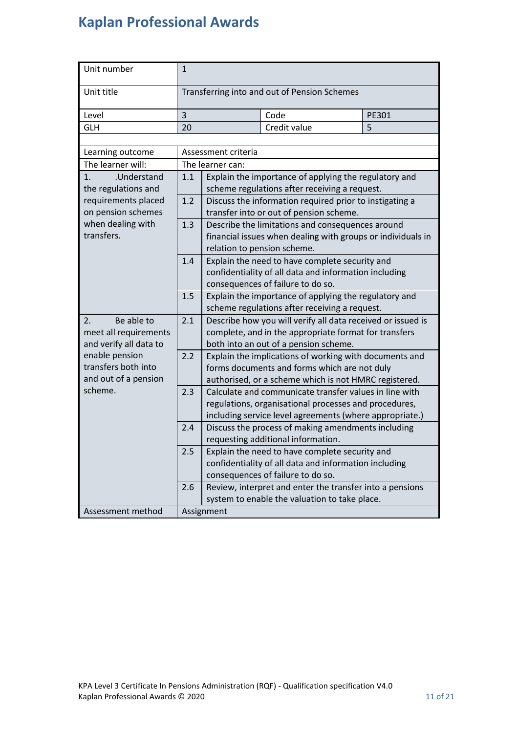| | | | |
|---|---|---|---|
| Unit number | 1 | | |
| Unit title | Transferring into and out of Pension Schemes | | |
| Level | 3 | Code | PE301 |
| GLH | 20 | Credit value | 5 |

| Learning outcome | | Assessment criteria |
|---|---|---|
| The learner will: | | The learner can: |
| 1. .Understand the regulations and requirements placed on pension schemes when dealing with transfers. | 1.1 | Explain the importance of applying the regulatory and scheme regulations after receiving a request. |
| | 1.2 | Discuss the information required prior to instigating a transfer into or out of pension scheme. |
| | 1.3 | Describe the limitations and consequences around financial issues when dealing with groups or individuals in relation to pension scheme. |
| | 1.4 | Explain the need to have complete security and confidentiality of all data and information including consequences of failure to do so. |
| | 1.5 | Explain the importance of applying the regulatory and scheme regulations after receiving a request. |
| 2. Be able to meet all requirements and verify all data to enable pension transfers both into and out of a pension scheme. | 2.1 | Describe how you will verify all data received or issued is complete, and in the appropriate format for transfers both into an out of a pension scheme. |
| | 2.2 | Explain the implications of working with documents and forms documents and forms which are not duly authorised, or a scheme which is not HMRC registered. |
| | 2.3 | Calculate and communicate transfer values in line with regulations, organisational processes and procedures, including service level agreements (where appropriate.) |
| | 2.4 | Discuss the process of making amendments including requesting additional information. |
| | 2.5 | Explain the need to have complete security and confidentiality of all data and information including consequences of failure to do so. |
| | 2.6 | Review, interpret and enter the transfer into a pensions system to enable the valuation to take place. |
| Assessment method | Assignment | |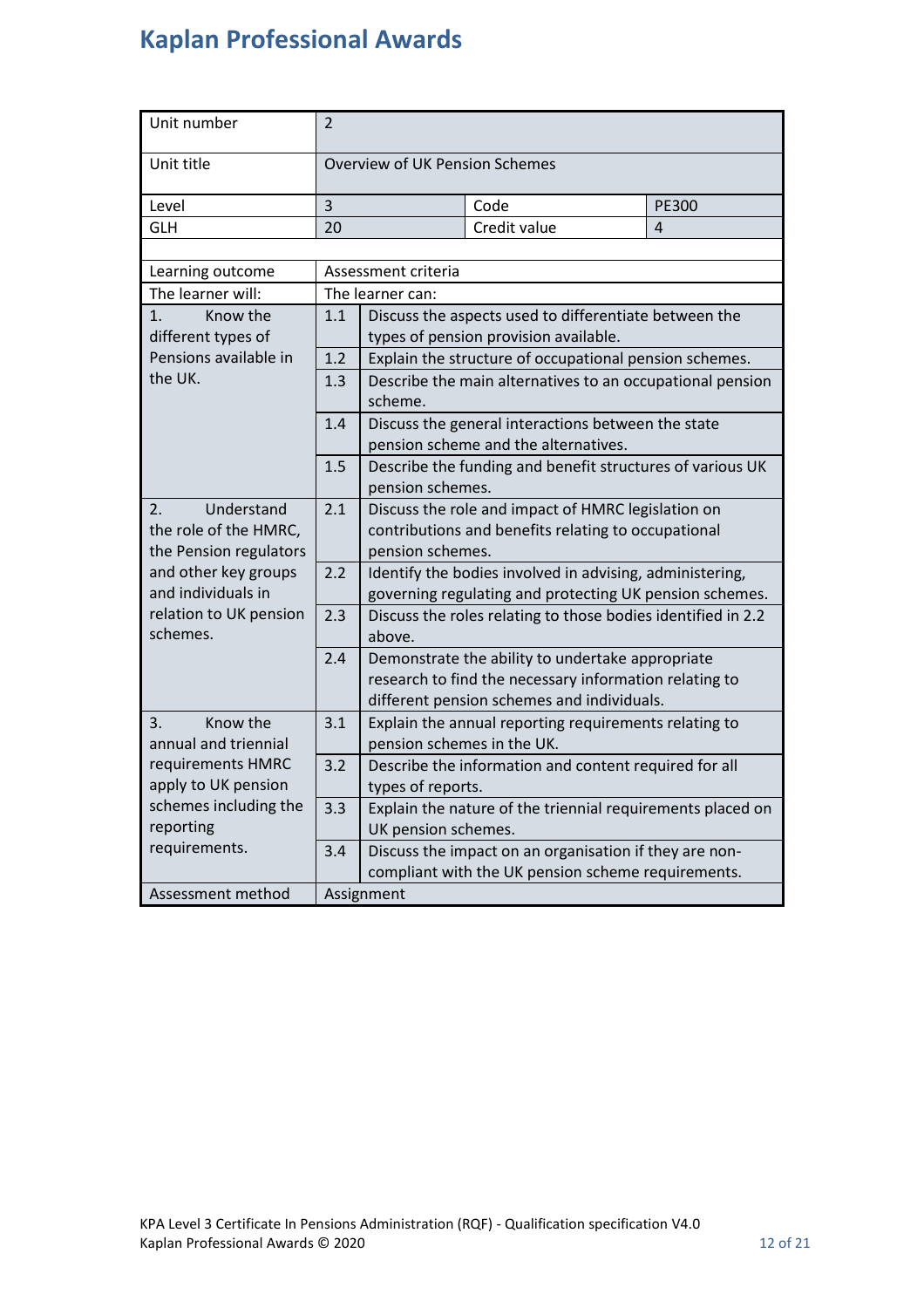| | | | | |
|---|---|---|---|---|
| Unit number | 2 | | | |
| Unit title | Overview of UK Pension Schemes | | | |
| Level | 3 | | Code | PE300 |
| GLH | 20 | | Credit value | 4 |
| | | | | |
| Learning outcome | Assessment criteria | | | |
| The learner will: | The learner can: | | | |
| 1. Know the different types of Pensions available in the UK. | 1.1 | Discuss the aspects used to differentiate between the types of pension provision available. | | |
| | 1.2 | Explain the structure of occupational pension schemes. | | |
| | 1.3 | Describe the main alternatives to an occupational pension scheme. | | |
| | 1.4 | Discuss the general interactions between the state pension scheme and the alternatives. | | |
| | 1.5 | Describe the funding and benefit structures of various UK pension schemes. | | |
| 2. Understand the role of the HMRC, the Pension regulators and other key groups and individuals in relation to UK pension schemes. | 2.1 | Discuss the role and impact of HMRC legislation on contributions and benefits relating to occupational pension schemes. | | |
| | 2.2 | Identify the bodies involved in advising, administering, governing regulating and protecting UK pension schemes. | | |
| | 2.3 | Discuss the roles relating to those bodies identified in 2.2 above. | | |
| | 2.4 | Demonstrate the ability to undertake appropriate research to find the necessary information relating to different pension schemes and individuals. | | |
| 3. Know the annual and triennial requirements HMRC apply to UK pension schemes including the reporting requirements. | 3.1 | Explain the annual reporting requirements relating to pension schemes in the UK. | | |
| | 3.2 | Describe the information and content required for all types of reports. | | |
| | 3.3 | Explain the nature of the triennial requirements placed on UK pension schemes. | | |
| | 3.4 | Discuss the impact on an organisation if they are non-compliant with the UK pension scheme requirements. | | |
| Assessment method | Assignment | | | |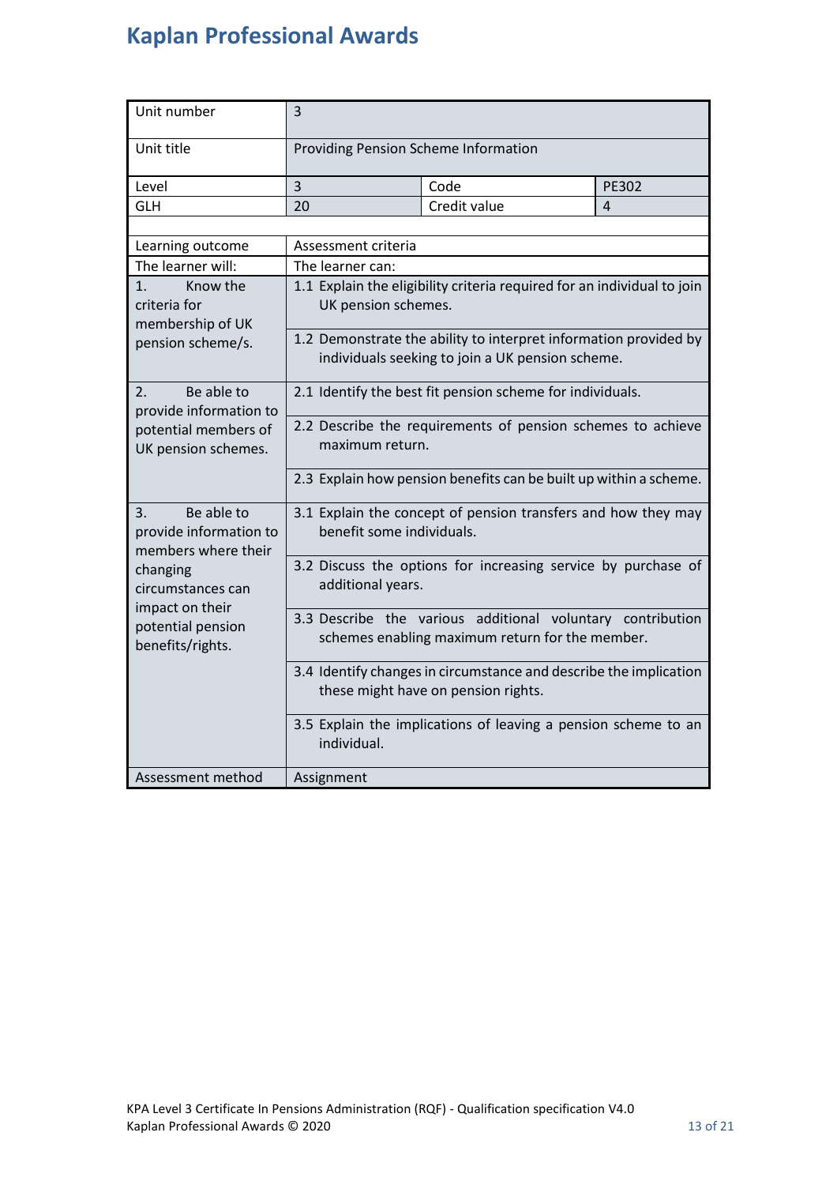| | | | |
|---|---|---|---|
| Unit number | 3 | | |
| Unit title | Providing Pension Scheme Information | | |
| Level | 3 | Code | PE302 |
| GLH | 20 | Credit value | 4 |

| Learning outcome | Assessment criteria |
|---|---|
| The learner will: | The learner can: |
| 1. Know the criteria for membership of UK pension scheme/s. | 1.1 Explain the eligibility criteria required for an individual to join UK pension schemes. |
| | 1.2 Demonstrate the ability to interpret information provided by individuals seeking to join a UK pension scheme. |
| 2. Be able to provide information to potential members of UK pension schemes. | 2.1 Identify the best fit pension scheme for individuals. |
| | 2.2 Describe the requirements of pension schemes to achieve maximum return. |
| | 2.3 Explain how pension benefits can be built up within a scheme. |
| 3. Be able to provide information to members where their changing circumstances can impact on their potential pension benefits/rights. | 3.1 Explain the concept of pension transfers and how they may benefit some individuals. |
| | 3.2 Discuss the options for increasing service by purchase of additional years. |
| | 3.3 Describe the various additional voluntary contribution schemes enabling maximum return for the member. |
| | 3.4 Identify changes in circumstance and describe the implication these might have on pension rights. |
| | 3.5 Explain the implications of leaving a pension scheme to an individual. |
| Assessment method | Assignment |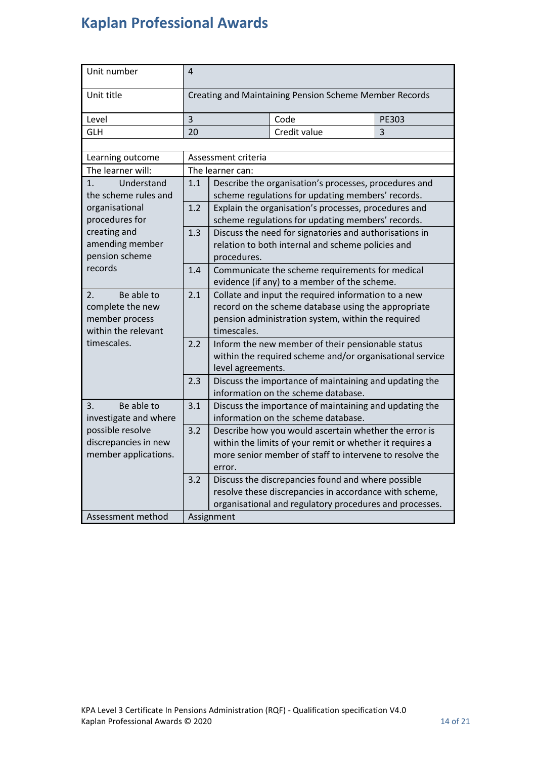| | | | |
|---|---|---|---|
| Unit number | 4 | | |
| Unit title | Creating and Maintaining Pension Scheme Member Records | | |
| Level | 3 | Code | PE303 |
| GLH | 20 | Credit value | 3 |

| Learning outcome | | Assessment criteria |
|---|---|---|
| **The learner will:** | **The learner can:** | |
| 1. Understand the scheme rules and organisational procedures for creating and amending member pension scheme records | 1.1 | Describe the organisation's processes, procedures and scheme regulations for updating members' records. |
| | 1.2 | Explain the organisation's processes, procedures and scheme regulations for updating members' records. |
| | 1.3 | Discuss the need for signatories and authorisations in relation to both internal and scheme policies and procedures. |
| | 1.4 | Communicate the scheme requirements for medical evidence (if any) to a member of the scheme. |
| 2. Be able to complete the new member process within the relevant timescales. | 2.1 | Collate and input the required information to a new record on the scheme database using the appropriate pension administration system, within the required timescales. |
| | 2.2 | Inform the new member of their pensionable status within the required scheme and/or organisational service level agreements. |
| | 2.3 | Discuss the importance of maintaining and updating the information on the scheme database. |
| 3. Be able to investigate and where possible resolve discrepancies in new member applications. | 3.1 | Discuss the importance of maintaining and updating the information on the scheme database. |
| | 3.2 | Describe how you would ascertain whether the error is within the limits of your remit or whether it requires a more senior member of staff to intervene to resolve the error. |
| | 3.2 | Discuss the discrepancies found and where possible resolve these discrepancies in accordance with scheme, organisational and regulatory procedures and processes. |
| Assessment method | Assignment | |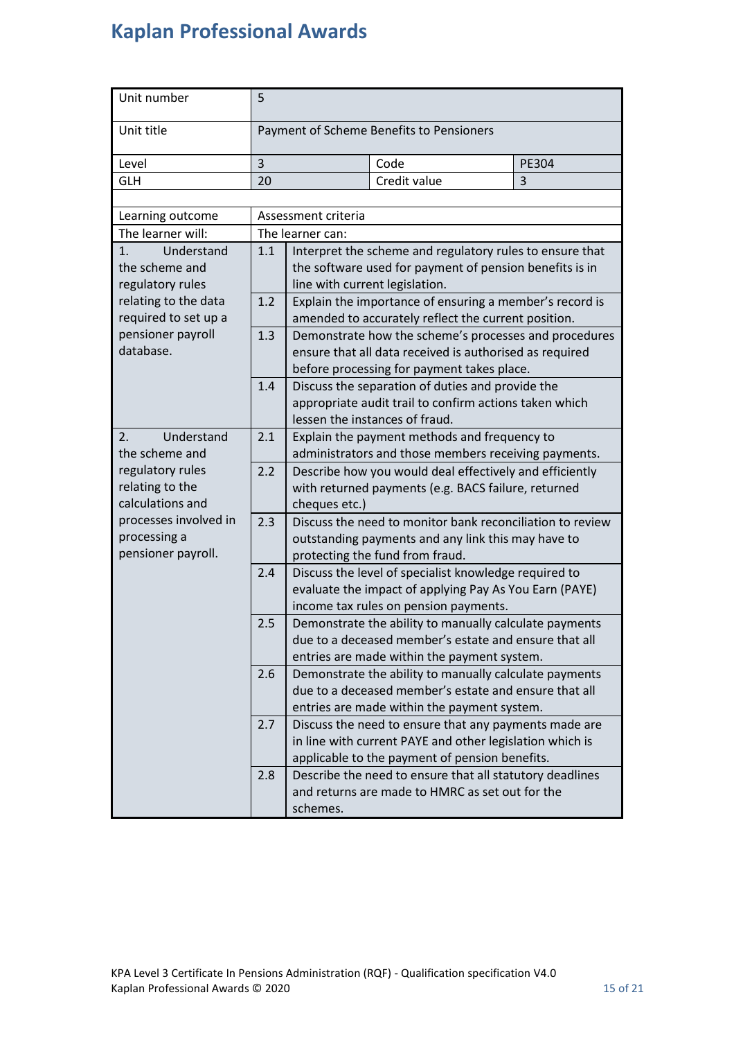| | | | |
|---|---|---|---|
| Unit number | 5 | | |
| Unit title | Payment of Scheme Benefits to Pensioners | | |
| Level | 3 | Code | PE304 |
| GLH | 20 | Credit value | 3 |

| Learning outcome | | Assessment criteria |
|---|---|---|
| The learner will: | The learner can: | |
| 1. Understand the scheme and regulatory rules relating to the data required to set up a pensioner payroll database. | 1.1 | Interpret the scheme and regulatory rules to ensure that the software used for payment of pension benefits is in line with current legislation. |
| | 1.2 | Explain the importance of ensuring a member's record is amended to accurately reflect the current position. |
| | 1.3 | Demonstrate how the scheme's processes and procedures ensure that all data received is authorised as required before processing for payment takes place. |
| | 1.4 | Discuss the separation of duties and provide the appropriate audit trail to confirm actions taken which lessen the instances of fraud. |
| 2. Understand the scheme and regulatory rules relating to the calculations and processes involved in processing a pensioner payroll. | 2.1 | Explain the payment methods and frequency to administrators and those members receiving payments. |
| | 2.2 | Describe how you would deal effectively and efficiently with returned payments (e.g. BACS failure, returned cheques etc.) |
| | 2.3 | Discuss the need to monitor bank reconciliation to review outstanding payments and any link this may have to protecting the fund from fraud. |
| | 2.4 | Discuss the level of specialist knowledge required to evaluate the impact of applying Pay As You Earn (PAYE) income tax rules on pension payments. |
| | 2.5 | Demonstrate the ability to manually calculate payments due to a deceased member's estate and ensure that all entries are made within the payment system. |
| | 2.6 | Demonstrate the ability to manually calculate payments due to a deceased member's estate and ensure that all entries are made within the payment system. |
| | 2.7 | Discuss the need to ensure that any payments made are in line with current PAYE and other legislation which is applicable to the payment of pension benefits. |
| | 2.8 | Describe the need to ensure that all statutory deadlines and returns are made to HMRC as set out for the schemes. |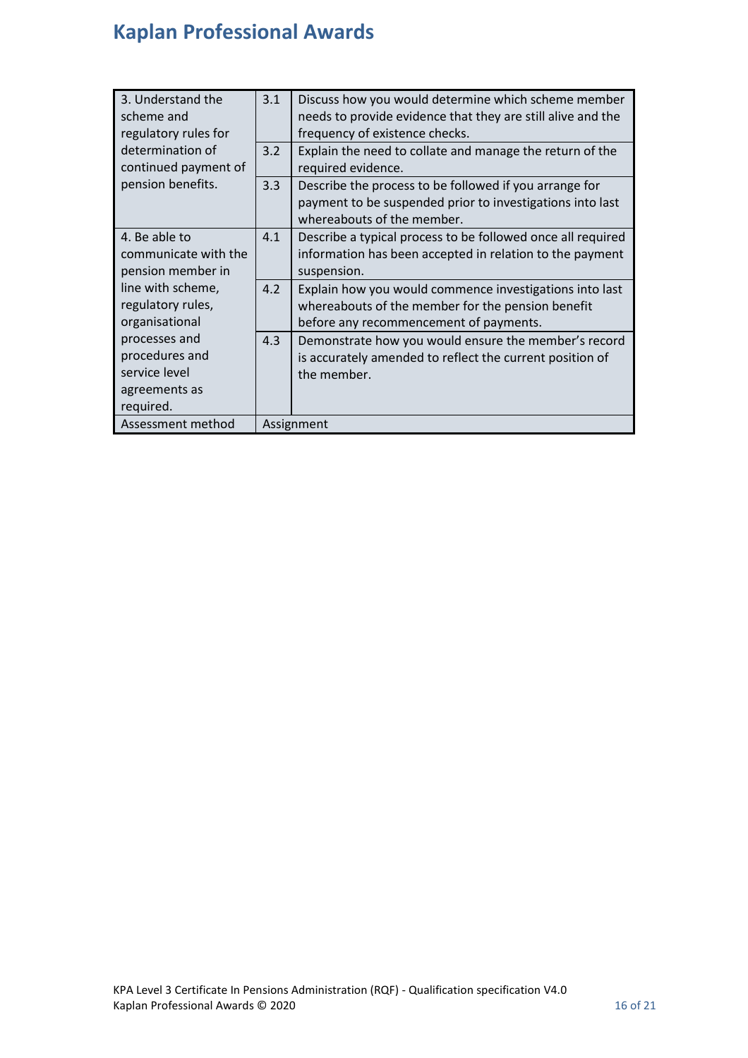| | | |
|---|---|---|
| 3. Understand the scheme and regulatory rules for determination of continued payment of pension benefits. | 3.1 | Discuss how you would determine which scheme member needs to provide evidence that they are still alive and the frequency of existence checks. |
| | 3.2 | Explain the need to collate and manage the return of the required evidence. |
| | 3.3 | Describe the process to be followed if you arrange for payment to be suspended prior to investigations into last whereabouts of the member. |
| 4. Be able to communicate with the pension member in line with scheme, regulatory rules, organisational processes and procedures and service level agreements as required. | 4.1 | Describe a typical process to be followed once all required information has been accepted in relation to the payment suspension. |
| | 4.2 | Explain how you would commence investigations into last whereabouts of the member for the pension benefit before any recommencement of payments. |
| | 4.3 | Demonstrate how you would ensure the member's record is accurately amended to reflect the current position of the member. |
| Assessment method | Assignment | |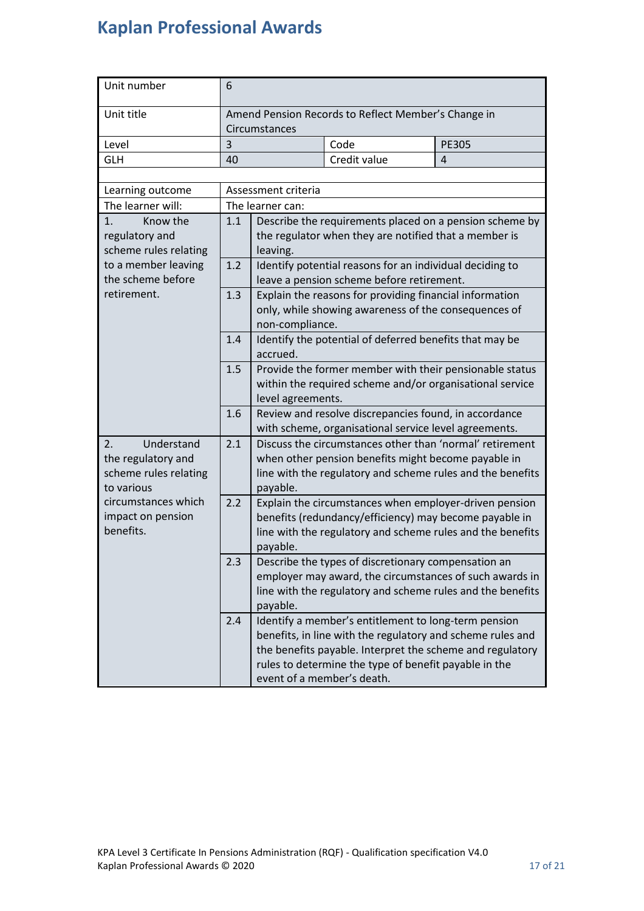| | | | | |
|---|---|---|---|---|
| Unit number | 6 | | | |
| Unit title | Amend Pension Records to Reflect Member's Change in Circumstances | | | |
| Level | 3 | | Code | PE305 |
| GLH | 40 | | Credit value | 4 |

| Learning outcome<br>The learner will: | Assessment criteria<br>The learner can: | |
|---|---|---|
| 1. Know the regulatory and scheme rules relating to a member leaving the scheme before retirement. | 1.1 | Describe the requirements placed on a pension scheme by the regulator when they are notified that a member is leaving. |
| | 1.2 | Identify potential reasons for an individual deciding to leave a pension scheme before retirement. |
| | 1.3 | Explain the reasons for providing financial information only, while showing awareness of the consequences of non-compliance. |
| | 1.4 | Identify the potential of deferred benefits that may be accrued. |
| | 1.5 | Provide the former member with their pensionable status within the required scheme and/or organisational service level agreements. |
| | 1.6 | Review and resolve discrepancies found, in accordance with scheme, organisational service level agreements. |
| 2. Understand the regulatory and scheme rules relating to various circumstances which impact on pension benefits. | 2.1 | Discuss the circumstances other than 'normal' retirement when other pension benefits might become payable in line with the regulatory and scheme rules and the benefits payable. |
| | 2.2 | Explain the circumstances when employer-driven pension benefits (redundancy/efficiency) may become payable in line with the regulatory and scheme rules and the benefits payable. |
| | 2.3 | Describe the types of discretionary compensation an employer may award, the circumstances of such awards in line with the regulatory and scheme rules and the benefits payable. |
| | 2.4 | Identify a member's entitlement to long-term pension benefits, in line with the regulatory and scheme rules and the benefits payable. Interpret the scheme and regulatory rules to determine the type of benefit payable in the event of a member's death. |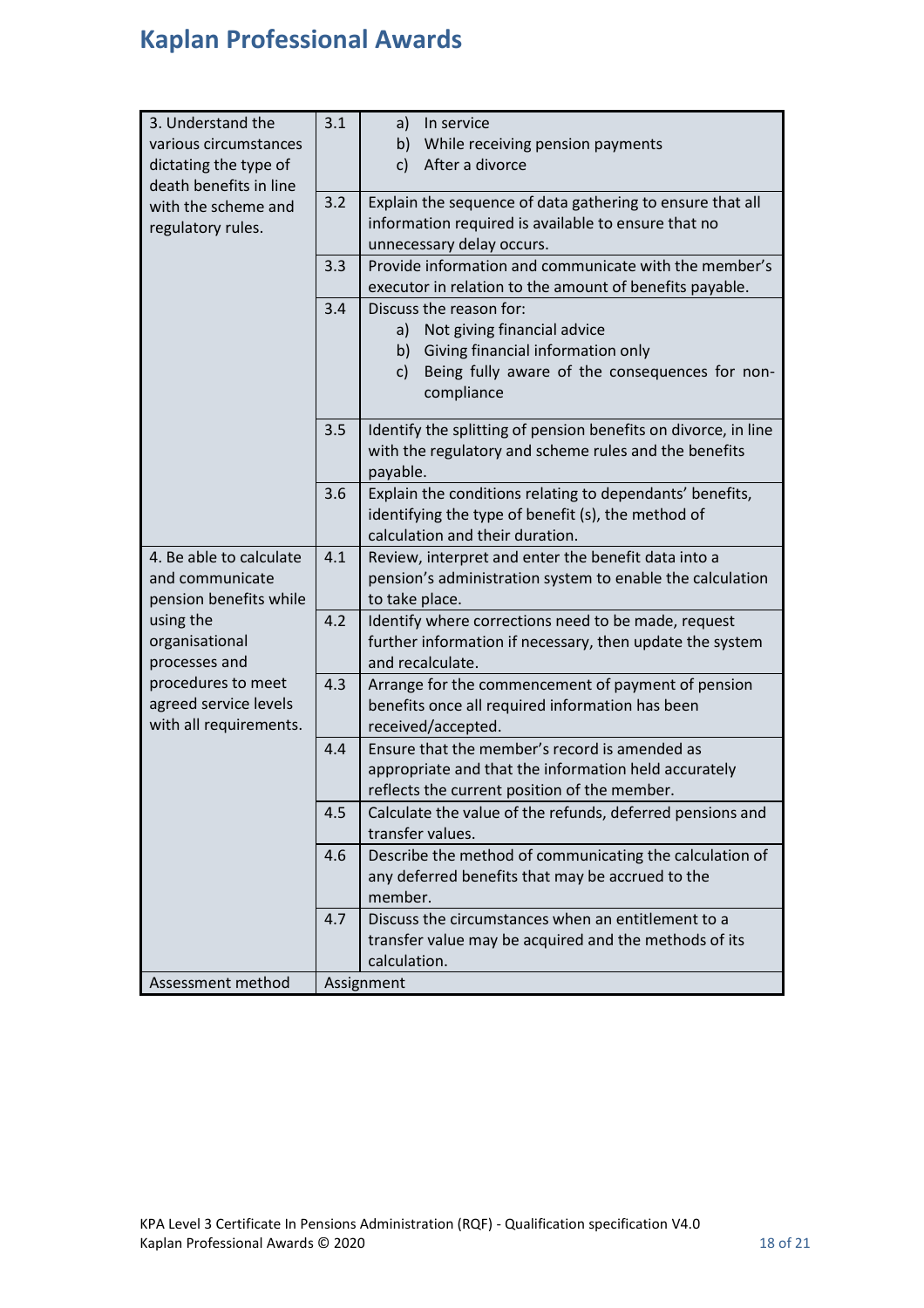| | | |
|---|---|---|
| 3. Understand the various circumstances dictating the type of death benefits in line with the scheme and regulatory rules. | 3.1 | a) In service<br>b) While receiving pension payments<br>c) After a divorce |
| | 3.2 | Explain the sequence of data gathering to ensure that all information required is available to ensure that no unnecessary delay occurs. |
| | 3.3 | Provide information and communicate with the member's executor in relation to the amount of benefits payable. |
| | 3.4 | Discuss the reason for:<br>a) Not giving financial advice<br>b) Giving financial information only<br>c) Being fully aware of the consequences for non-compliance |
| | 3.5 | Identify the splitting of pension benefits on divorce, in line with the regulatory and scheme rules and the benefits payable. |
| | 3.6 | Explain the conditions relating to dependants' benefits, identifying the type of benefit (s), the method of calculation and their duration. |
| 4. Be able to calculate and communicate pension benefits while using the organisational processes and procedures to meet agreed service levels with all requirements. | 4.1 | Review, interpret and enter the benefit data into a pension's administration system to enable the calculation to take place. |
| | 4.2 | Identify where corrections need to be made, request further information if necessary, then update the system and recalculate. |
| | 4.3 | Arrange for the commencement of payment of pension benefits once all required information has been received/accepted. |
| | 4.4 | Ensure that the member's record is amended as appropriate and that the information held accurately reflects the current position of the member. |
| | 4.5 | Calculate the value of the refunds, deferred pensions and transfer values. |
| | 4.6 | Describe the method of communicating the calculation of any deferred benefits that may be accrued to the member. |
| | 4.7 | Discuss the circumstances when an entitlement to a transfer value may be acquired and the methods of its calculation. |
| Assessment method | Assignment | |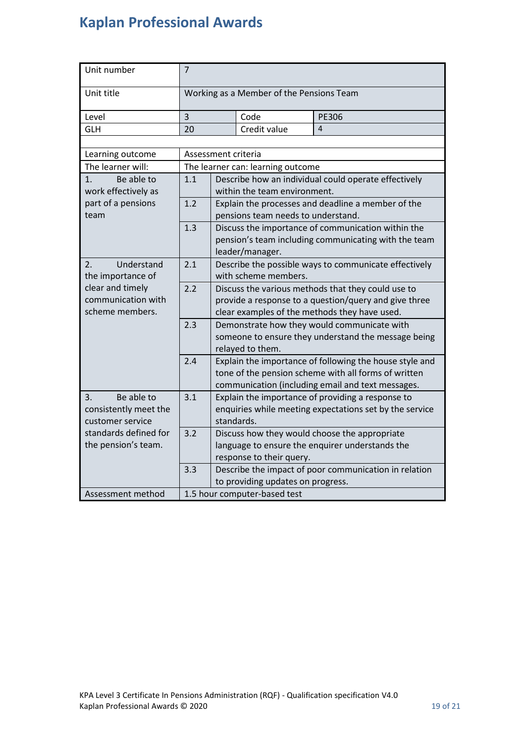| | | | |
|---|---|---|---|
| Unit number | 7 | | |
| Unit title | Working as a Member of the Pensions Team | | |
| Level | 3 | Code | PE306 |
| GLH | 20 | Credit value | 4 |

| Learning outcome | | Assessment criteria |
|---|---|---|
| The learner will: | | The learner can: learning outcome |
| 1. Be able to work effectively as part of a pensions team | 1.1 | Describe how an individual could operate effectively within the team environment. |
| | 1.2 | Explain the processes and deadline a member of the pensions team needs to understand. |
| | 1.3 | Discuss the importance of communication within the pension's team including communicating with the team leader/manager. |
| 2. Understand the importance of clear and timely communication with scheme members. | 2.1 | Describe the possible ways to communicate effectively with scheme members. |
| | 2.2 | Discuss the various methods that they could use to provide a response to a question/query and give three clear examples of the methods they have used. |
| | 2.3 | Demonstrate how they would communicate with someone to ensure they understand the message being relayed to them. |
| | 2.4 | Explain the importance of following the house style and tone of the pension scheme with all forms of written communication (including email and text messages. |
| 3. Be able to consistently meet the customer service standards defined for the pension's team. | 3.1 | Explain the importance of providing a response to enquiries while meeting expectations set by the service standards. |
| | 3.2 | Discuss how they would choose the appropriate language to ensure the enquirer understands the response to their query. |
| | 3.3 | Describe the impact of poor communication in relation to providing updates on progress. |
| Assessment method | | 1.5 hour computer-based test |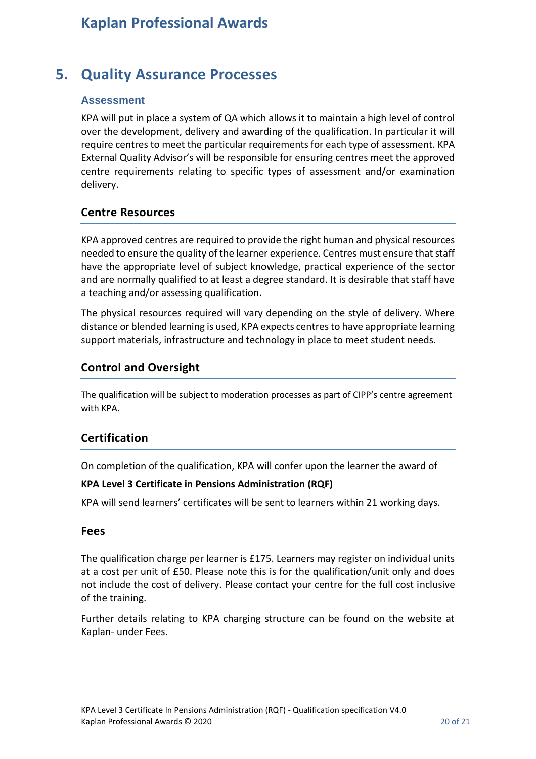## 5. Quality Assurance Processes

### Assessment

KPA will put in place a system of QA which allows it to maintain a high level of control over the development, delivery and awarding of the qualification. In particular it will require centres to meet the particular requirements for each type of assessment. KPA External Quality Advisor's will be responsible for ensuring centres meet the approved centre requirements relating to specific types of assessment and/or examination delivery.

### Centre Resources

KPA approved centres are required to provide the right human and physical resources needed to ensure the quality of the learner experience. Centres must ensure that staff have the appropriate level of subject knowledge, practical experience of the sector and are normally qualified to at least a degree standard. It is desirable that staff have a teaching and/or assessing qualification.

The physical resources required will vary depending on the style of delivery. Where distance or blended learning is used, KPA expects centres to have appropriate learning support materials, infrastructure and technology in place to meet student needs.

### Control and Oversight

The qualification will be subject to moderation processes as part of CIPP's centre agreement with KPA.

### Certification

On completion of the qualification, KPA will confer upon the learner the award of

**KPA Level 3 Certificate in Pensions Administration (RQF)**

KPA will send learners' certificates will be sent to learners within 21 working days.

### Fees

The qualification charge per learner is £175. Learners may register on individual units at a cost per unit of £50. Please note this is for the qualification/unit only and does not include the cost of delivery. Please contact your centre for the full cost inclusive of the training.

Further details relating to KPA charging structure can be found on the website at Kaplan- under Fees.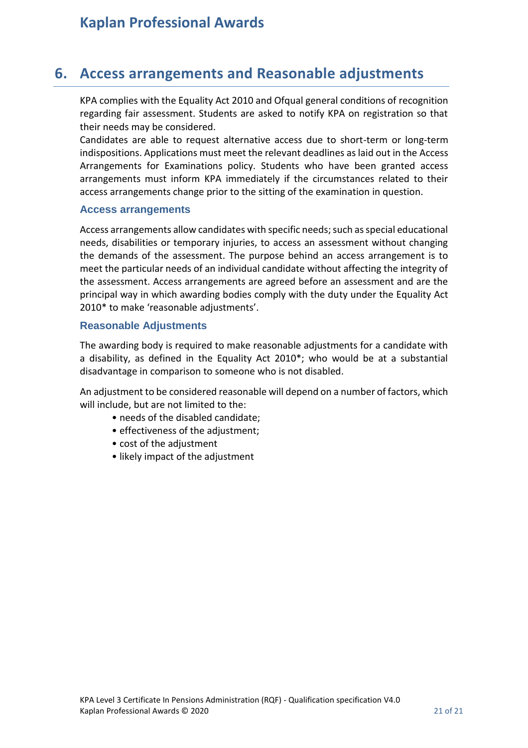## 6. Access arrangements and Reasonable adjustments

KPA complies with the Equality Act 2010 and Ofqual general conditions of recognition regarding fair assessment. Students are asked to notify KPA on registration so that their needs may be considered.
Candidates are able to request alternative access due to short-term or long-term indispositions. Applications must meet the relevant deadlines as laid out in the Access Arrangements for Examinations policy. Students who have been granted access arrangements must inform KPA immediately if the circumstances related to their access arrangements change prior to the sitting of the examination in question.

### Access arrangements

Access arrangements allow candidates with specific needs; such as special educational needs, disabilities or temporary injuries, to access an assessment without changing the demands of the assessment. The purpose behind an access arrangement is to meet the particular needs of an individual candidate without affecting the integrity of the assessment. Access arrangements are agreed before an assessment and are the principal way in which awarding bodies comply with the duty under the Equality Act 2010* to make 'reasonable adjustments'.

### Reasonable Adjustments

The awarding body is required to make reasonable adjustments for a candidate with a disability, as defined in the Equality Act 2010*; who would be at a substantial disadvantage in comparison to someone who is not disabled.

An adjustment to be considered reasonable will depend on a number of factors, which will include, but are not limited to the:

- needs of the disabled candidate;
- effectiveness of the adjustment;
- cost of the adjustment
- likely impact of the adjustment